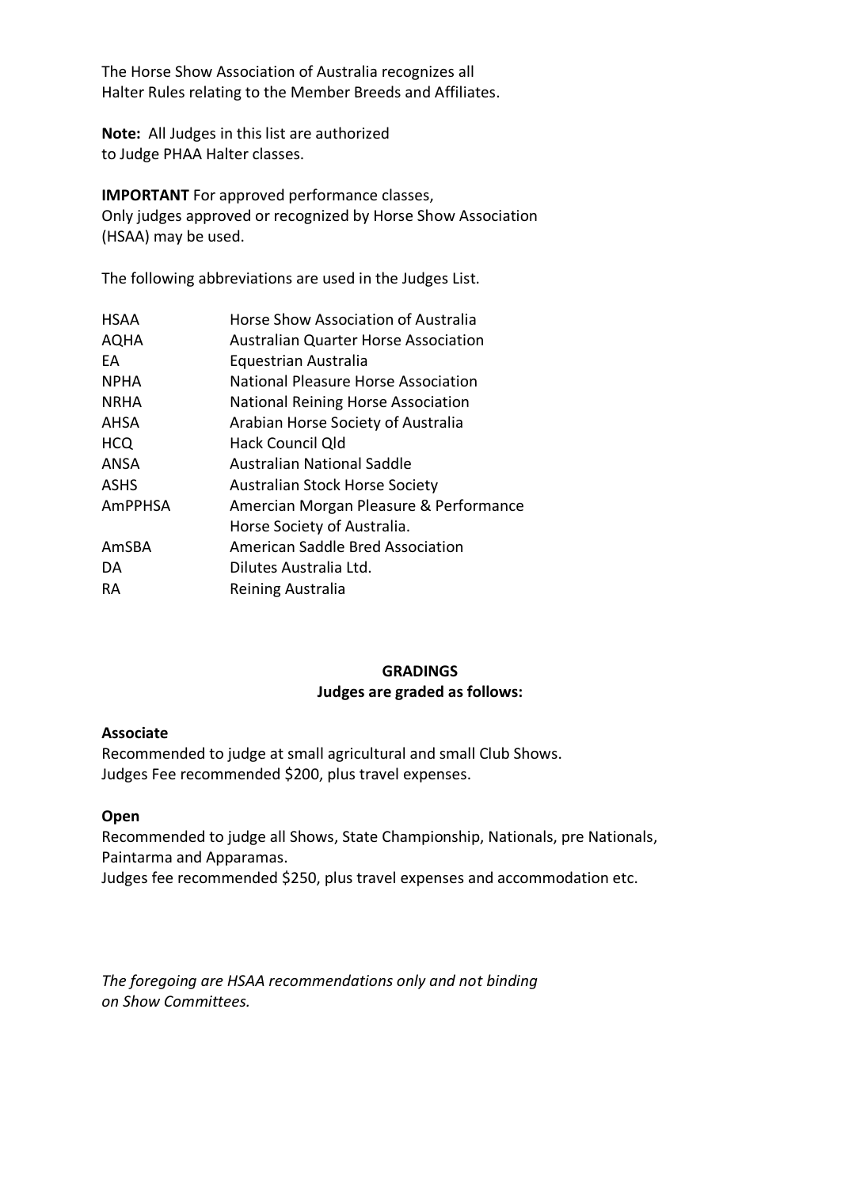The Horse Show Association of Australia recognizes all Halter Rules relating to the Member Breeds and Affiliates.

**Note:** All Judges in this list are authorized to Judge PHAA Halter classes.

**IMPORTANT** For approved performance classes, Only judges approved or recognized by Horse Show Association (HSAA) may be used.

The following abbreviations are used in the Judges List.

| | |
|---|---|
| HSAA | Horse Show Association of Australia |
| AQHA | Australian Quarter Horse Association |
| EA | Equestrian Australia |
| NPHA | National Pleasure Horse Association |
| NRHA | National Reining Horse Association |
| AHSA | Arabian Horse Society of Australia |
| HCQ | Hack Council Qld |
| ANSA | Australian National Saddle |
| ASHS | Australian Stock Horse Society |
| AmPPHSA | Amercian Morgan Pleasure & Performance Horse Society of Australia. |
| AmSBA | American Saddle Bred Association |
| DA | Dilutes Australia Ltd. |
| RA | Reining Australia |

## GRADINGS

**Judges are graded as follows:**

**Associate**

Recommended to judge at small agricultural and small Club Shows.
Judges Fee recommended $200, plus travel expenses.

**Open**

Recommended to judge all Shows, State Championship, Nationals, pre Nationals, Paintarma and Apparamas.
Judges fee recommended $250, plus travel expenses and accommodation etc.

*The foregoing are HSAA recommendations only and not binding on Show Committees.*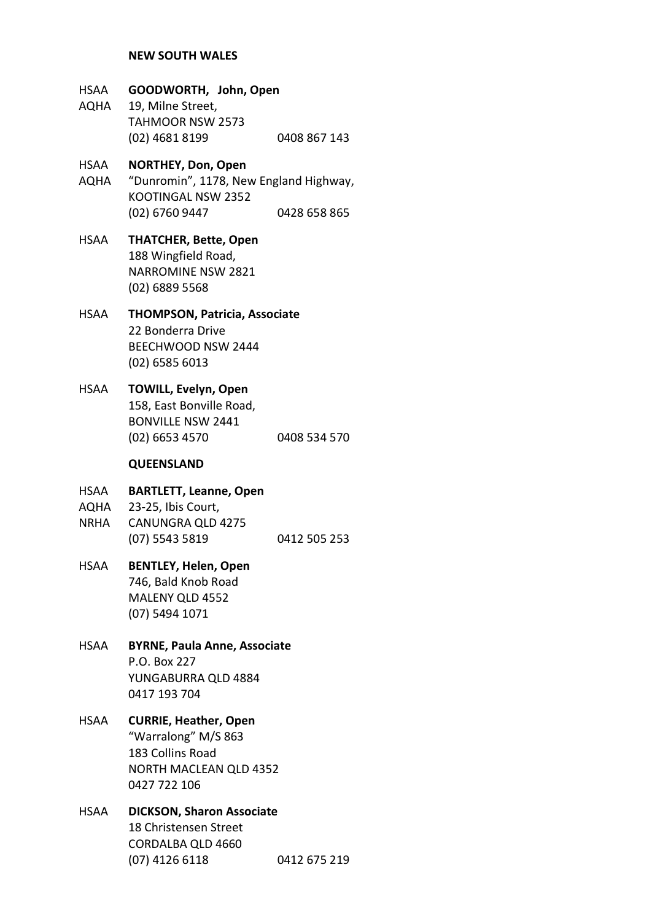**NEW SOUTH WALES**

HSAA
AQHA
**GOODWORTH, John, Open**
19, Milne Street,
TAHMOOR NSW 2573
(02) 4681 8199 0408 867 143

HSAA
AQHA
**NORTHEY, Don, Open**
"Dunromin", 1178, New England Highway,
KOOTINGAL NSW 2352
(02) 6760 9447 0428 658 865

HSAA
**THATCHER, Bette, Open**
188 Wingfield Road,
NARROMINE NSW 2821
(02) 6889 5568

HSAA
**THOMPSON, Patricia, Associate**
22 Bonderra Drive
BEECHWOOD NSW 2444
(02) 6585 6013

HSAA
**TOWILL, Evelyn, Open**
158, East Bonville Road,
BONVILLE NSW 2441
(02) 6653 4570 0408 534 570

**QUEENSLAND**

HSAA
AQHA
NRHA
**BARTLETT, Leanne, Open**
23-25, Ibis Court,
CANUNGRA QLD 4275
(07) 5543 5819 0412 505 253

HSAA
**BENTLEY, Helen, Open**
746, Bald Knob Road
MALENY QLD 4552
(07) 5494 1071

HSAA
**BYRNE, Paula Anne, Associate**
P.O. Box 227
YUNGABURRA QLD 4884
0417 193 704

HSAA
**CURRIE, Heather, Open**
"Warralong" M/S 863
183 Collins Road
NORTH MACLEAN QLD 4352
0427 722 106

HSAA
**DICKSON, Sharon Associate**
18 Christensen Street
CORDALBA QLD 4660
(07) 4126 6118 0412 675 219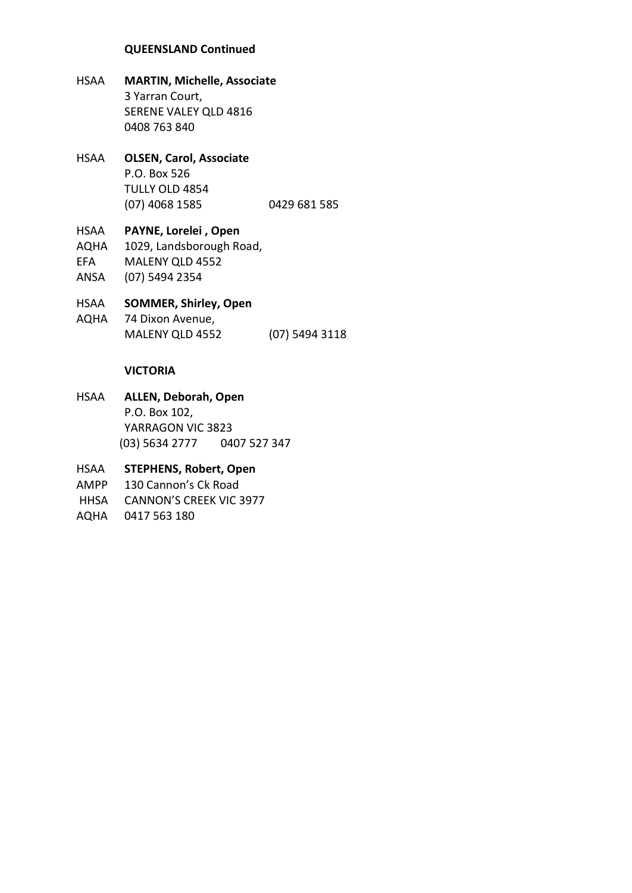**QUEENSLAND Continued**

HSAA **MARTIN, Michelle, Associate**
3 Yarran Court,
SERENE VALEY QLD 4816
0408 763 840

HSAA **OLSEN, Carol, Associate**
P.O. Box 526
TULLY OLD 4854
(07) 4068 1585 0429 681 585

HSAA **PAYNE, Lorelei , Open**
AQHA 1029, Landsborough Road,
EFA MALENY QLD 4552
ANSA (07) 5494 2354

HSAA **SOMMER, Shirley, Open**
AQHA 74 Dixon Avenue,
MALENY QLD 4552 (07) 5494 3118

**VICTORIA**

HSAA **ALLEN, Deborah, Open**
P.O. Box 102,
YARRAGON VIC 3823
(03) 5634 2777 0407 527 347

HSAA **STEPHENS, Robert, Open**
AMPP 130 Cannon's Ck Road
HHSA CANNON'S CREEK VIC 3977
AQHA 0417 563 180